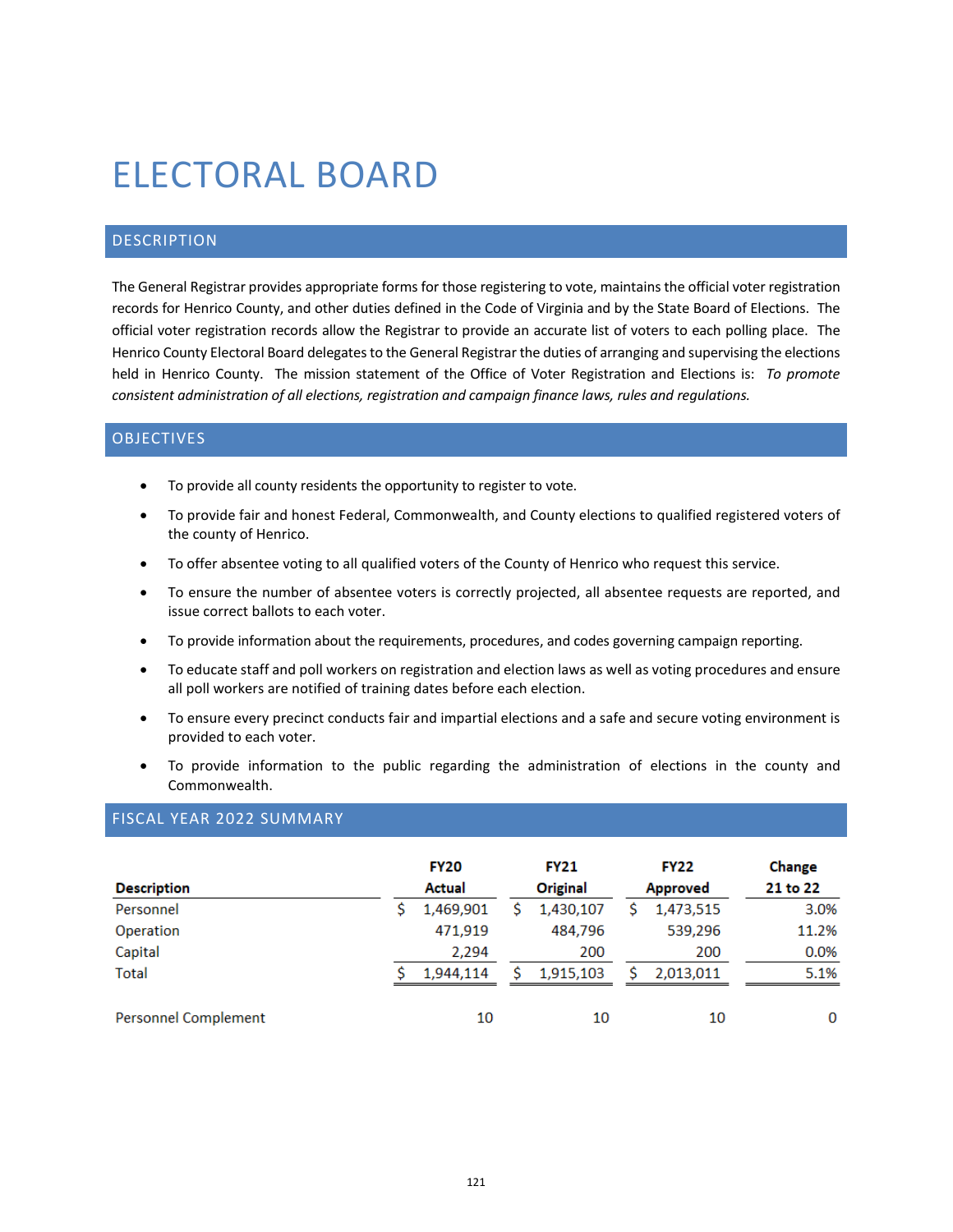# ELECTORAL BOARD

## DESCRIPTION

The General Registrar provides appropriate forms for those registering to vote, maintains the official voter registration records for Henrico County, and other duties defined in the Code of Virginia and by the State Board of Elections. The official voter registration records allow the Registrar to provide an accurate list of voters to each polling place. The Henrico County Electoral Board delegates to the General Registrar the duties of arranging and supervising the elections held in Henrico County. The mission statement of the Office of Voter Registration and Elections is: *To promote consistent administration of all elections, registration and campaign finance laws, rules and regulations.*

## OBJECTIVES

- To provide all county residents the opportunity to register to vote.
- To provide fair and honest Federal, Commonwealth, and County elections to qualified registered voters of the county of Henrico.
- To offer absentee voting to all qualified voters of the County of Henrico who request this service.
- To ensure the number of absentee voters is correctly projected, all absentee requests are reported, and issue correct ballots to each voter.
- To provide information about the requirements, procedures, and codes governing campaign reporting.
- To educate staff and poll workers on registration and election laws as well as voting procedures and ensure all poll workers are notified of training dates before each election.
- To ensure every precinct conducts fair and impartial elections and a safe and secure voting environment is provided to each voter.
- To provide information to the public regarding the administration of elections in the county and Commonwealth.

## FISCAL YEAR 2022 SUMMARY

| Description | FY20 Actual | FY21 Original | FY22 Approved | Change 21 to 22 |
|---|---|---|---|---|
| Personnel | $ 1,469,901 | $ 1,430,107 | $ 1,473,515 | 3.0% |
| Operation | 471,919 | 484,796 | 539,296 | 11.2% |
| Capital | 2,294 | 200 | 200 | 0.0% |
| Total | $ 1,944,114 | $ 1,915,103 | $ 2,013,011 | 5.1% |
| | | | | |
| Personnel Complement | 10 | 10 | 10 | 0 |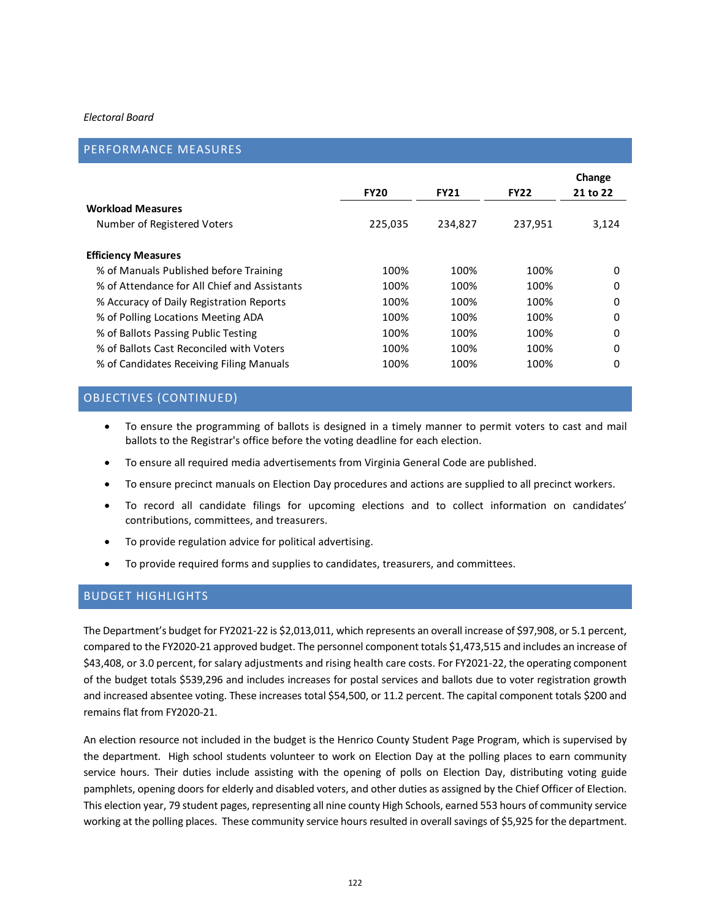*Electoral Board*

## PERFORMANCE MEASURES

| | FY20 | FY21 | FY22 | Change 21 to 22 |
|---|---|---|---|---|
| **Workload Measures** | | | | |
| Number of Registered Voters | 225,035 | 234,827 | 237,951 | 3,124 |
| **Efficiency Measures** | | | | |
| % of Manuals Published before Training | 100% | 100% | 100% | 0 |
| % of Attendance for All Chief and Assistants | 100% | 100% | 100% | 0 |
| % Accuracy of Daily Registration Reports | 100% | 100% | 100% | 0 |
| % of Polling Locations Meeting ADA | 100% | 100% | 100% | 0 |
| % of Ballots Passing Public Testing | 100% | 100% | 100% | 0 |
| % of Ballots Cast Reconciled with Voters | 100% | 100% | 100% | 0 |
| % of Candidates Receiving Filing Manuals | 100% | 100% | 100% | 0 |

## OBJECTIVES (CONTINUED)

- To ensure the programming of ballots is designed in a timely manner to permit voters to cast and mail ballots to the Registrar's office before the voting deadline for each election.
- To ensure all required media advertisements from Virginia General Code are published.
- To ensure precinct manuals on Election Day procedures and actions are supplied to all precinct workers.
- To record all candidate filings for upcoming elections and to collect information on candidates' contributions, committees, and treasurers.
- To provide regulation advice for political advertising.
- To provide required forms and supplies to candidates, treasurers, and committees.

## BUDGET HIGHLIGHTS

The Department's budget for FY2021-22 is $2,013,011, which represents an overall increase of $97,908, or 5.1 percent, compared to the FY2020-21 approved budget. The personnel component totals $1,473,515 and includes an increase of $43,408, or 3.0 percent, for salary adjustments and rising health care costs. For FY2021-22, the operating component of the budget totals $539,296 and includes increases for postal services and ballots due to voter registration growth and increased absentee voting. These increases total $54,500, or 11.2 percent. The capital component totals $200 and remains flat from FY2020-21.

An election resource not included in the budget is the Henrico County Student Page Program, which is supervised by the department. High school students volunteer to work on Election Day at the polling places to earn community service hours. Their duties include assisting with the opening of polls on Election Day, distributing voting guide pamphlets, opening doors for elderly and disabled voters, and other duties as assigned by the Chief Officer of Election. This election year, 79 student pages, representing all nine county High Schools, earned 553 hours of community service working at the polling places. These community service hours resulted in overall savings of $5,925 for the department.